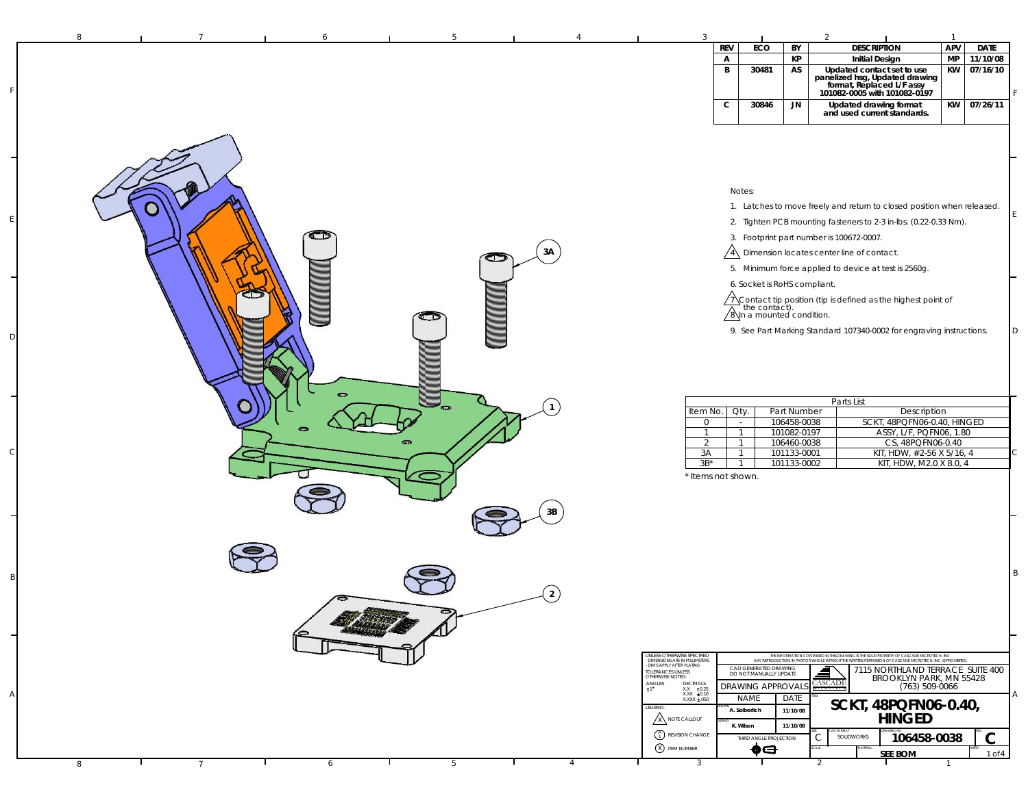| REV | ECO | BY | DESCRIPTION | APV | DATE |
|---|---|---|---|---|---|
| A | | KP | Initial Design | MP | 11/10/08 |
| B | 30481 | AS | Updated contact set to use panelized hsg, Updated drawing format, Replaced L/F assy 101082-0005 with 101082-0197 | KW | 07/16/10 |
| C | 30846 | JN | Updated drawing format and used current standards. | KW | 07/26/11 |

Notes:

1. Latches to move freely and return to closed position when released.
2. Tighten PCB mounting fasteners to 2-3 in-lbs. (0.22-0.33 Nm).
3. Footprint part number is 100672-0007.
4. Dimension locates center line of contact.
5. Minimum force applied to device at test is 2560g.
6. Socket is RoHS compliant.
7. Contact tip position (tip is defined as the highest point of the contact).
8. In a mounted condition.
9. See Part Marking Standard 107340-0002 for engraving instructions.

3A

1

3B

2

Parts List

| Item No. | Qty. | Part Number | Description |
|---|---|---|---|
| 0 | - | 106458-0038 | SCKT, 48PQFN06-0.40, HINGED |
| 1 | 1 | 101082-0197 | ASSY, L/F, PQFN06, 1.80 |
| 2 | 1 | 106460-0038 | CS, 48PQFN06-0.40 |
| 3A | 1 | 101133-0001 | KIT, HDW, #2-56 X 5/16, 4 |
| 3B* | 1 | 101133-0002 | KIT, HDW, M2.0 X 8.0, 4 |

\* Items not shown.

UNLESS OTHERWISE SPECIFIED
- DIMENSIONS ARE IN MILLIMETERS
- DIM'S APPLY AFTER PLATING

TOLERANCES UNLESS OTHERWISE NOTED:
ANGLES ±1°
DECIMALS X.X ±0.25, X.XX ±0.10, X.XXX ±.050

LEGEND: NOTE CALLOUT, REVISION CHANGE, ITEM NUMBER

THE INFORMATION CONTAINED IN THIS DRAWING IS THE SOLE PROPERTY OF CASCADE MICROTECH, INC. ANY REPRODUCTION IN PART OR WHOLE WITHOUT THE WRITTEN PERMISSION OF CASCADE MICROTECH, INC. IS PROHIBITED.

CAD GENERATED DRAWING DO NOT MANUALLY UPDATE

DRAWING APPROVALS

| | NAME | DATE |
|---|---|---|
| DRAWN | A. Seiberlich | 11/10/08 |
| APPVD | K. Wilson | 11/10/08 |

THIRD ANGLE PROJECTION

CASCADE

7115 NORTHLAND TERRACE SUITE 400
BROOKLYN PARK, MN 55428
(763) 509-0066

TITLE: **SCKT, 48PQFN06-0.40, HINGED**

SIZE: C | CAD FORMAT: SOLIDWORKS | DRAWING NO: **106458-0038** | REV: **C**

MATERIAL: **SEE BOM**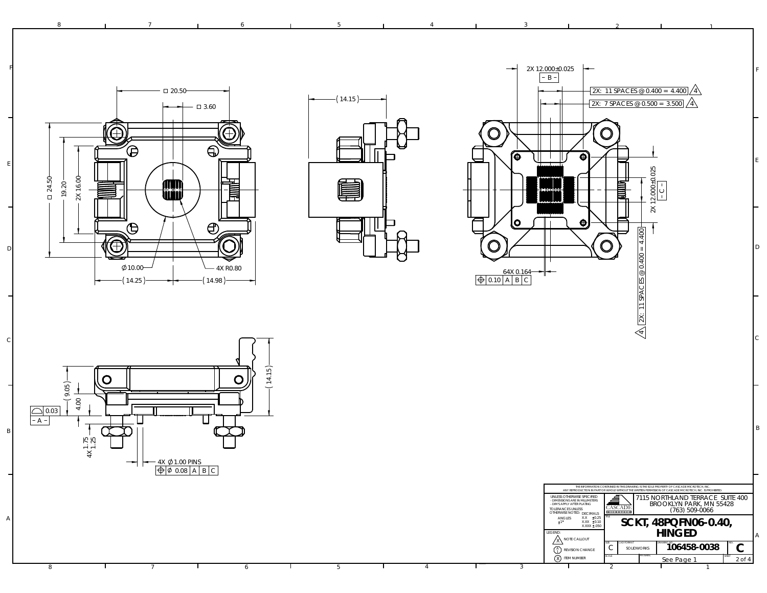□ 20.50

□ 3.60

□ 24.50

19.20

2X 16.00

∅10.00

4X R0.80

(14.25)

(14.98)

(14.15)

2X 12.000±0.025

– B –

2X: 11 SPACES @ 0.400 = 4.400 (4)

2X: 7 SPACES @ 0.500 = 3.500 (4)

2X 12.000±0.025

– C –

2X: 11 SPACES @ 0.400 = 4.400 (4)

64X 0.164

| ⌖ | 0.10 | A | B | C |
|---|---|---|---|---|

(9.05)

4.00

| ⌓ | 0.03 |
|---|---|

– A –

4X 1.75

1.25

4X ∅1.00 PINS

| ⌖ | ∅ 0.08 | A | B | C |
|---|---|---|---|---|

(14.15)

THE INFORMATION CONTAINED IN THIS DRAWING IS THE SOLE PROPERTY OF CASCADE MICROTECH, INC. ANY REPRODUCTION IN PART OR WHOLE WITHOUT THE WRITTEN PERMISSION OF CASCADE MICROTECH, INC. IS PROHIBITED.

UNLESS OTHERWISE SPECIFIED
- DIMENSIONS ARE IN MILLIMETERS
- DIM'S APPLY AFTER PLATING

TOLERANCES UNLESS OTHERWISE NOTED:

| ANGLES | DECIMALS | |
|---|---|---|
| ±1° | X.X | ±0.25 |
| | X.XX | ±0.10 |
| | X.XXX | ±.050 |

LEGEND:
- (X) NOTE CALLOUT
- (A/1) REVISION CHANGE
- (X) ITEM NUMBER

CASCADE MICROTECH

7115 NORTHLAND TERRACE SUITE 400
BROOKLYN PARK, MN 55428
(763) 509-0066

TITLE: **SCKT, 48PQFN06-0.40, HINGED**

| SIZE | CAD FORMAT | DRAWING NO. | REV. |
|---|---|---|---|
| C | SOLIDWORKS | 106458-0038 | C |

SCALE | MATERIAL: See Page 1 | SHEET 2 of 4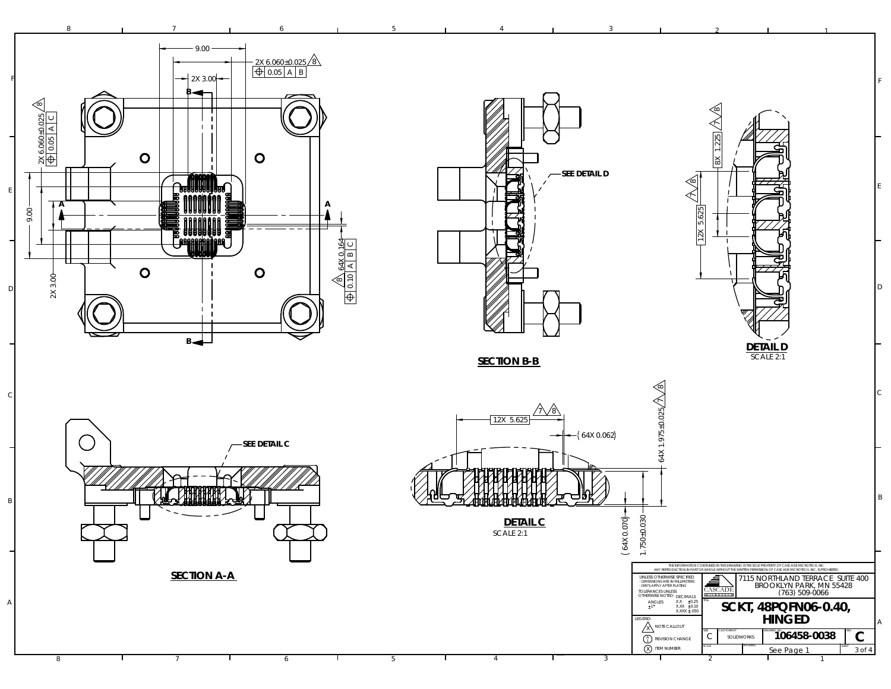2X 6.060±0.025 [8]

⌖ 0.05 A B

9.00

2X 3.00

B

2X 6.060±0.025 [8]

⌖ 0.05 A C

9.00

2X 3.00

A

A

64X 0.164 [8]

⌖ 0.10 A B C

B

SEE DETAIL D

## SECTION B-B

8X 1.225 [7] [8]

[7] [8]

12X 5.625

## DETAIL D

SCALE 2:1

SEE DETAIL C

## SECTION A-A

12X 5.625 [7] [8]

(64X 0.062)

64X 1.975±0.025 [7] [8]

(64X 0.070)

1.750±0.030

## DETAIL C

SCALE 2:1

THE INFORMATION CONTAINED IN THIS DRAWING IS THE SOLE PROPERTY OF CASCADE MICROTECH, INC. ANY REPRODUCTION IN PART OR WHOLE WITHOUT THE WRITTEN PERMISSION OF CASCADE MICROTECH, INC. IS PROHIBITED.

UNLESS OTHERWISE SPECIFIED
- DIMENSIONS ARE IN MILLIMETERS
- DIM'S APPLY AFTER PLATING

TOLERANCES UNLESS OTHERWISE NOTED:

| ANGLES | DECIMALS |
|---|---|
| ±1° | X.X ±0.25 |
| | X.XX ±0.10 |
| | X.XXX ±.050 |

LEGEND:
- (X) NOTE CALLOUT
- (A/1) REVISION CHANGE
- (X) ITEM NUMBER

CASCADE MICROTECH

7115 NORTHLAND TERRACE SUITE 400
BROOKLYN PARK, MN 55428
(763) 509-0066

TITLE: SCKT, 48PQFN06-0.40, HINGED

| SIZE | CAD FORMAT | DRAWING NO. | REV. |
|---|---|---|---|
| C | SOLIDWORKS | 106458-0038 | C |

SCALE: See Page 1 | SHEET 3 of 4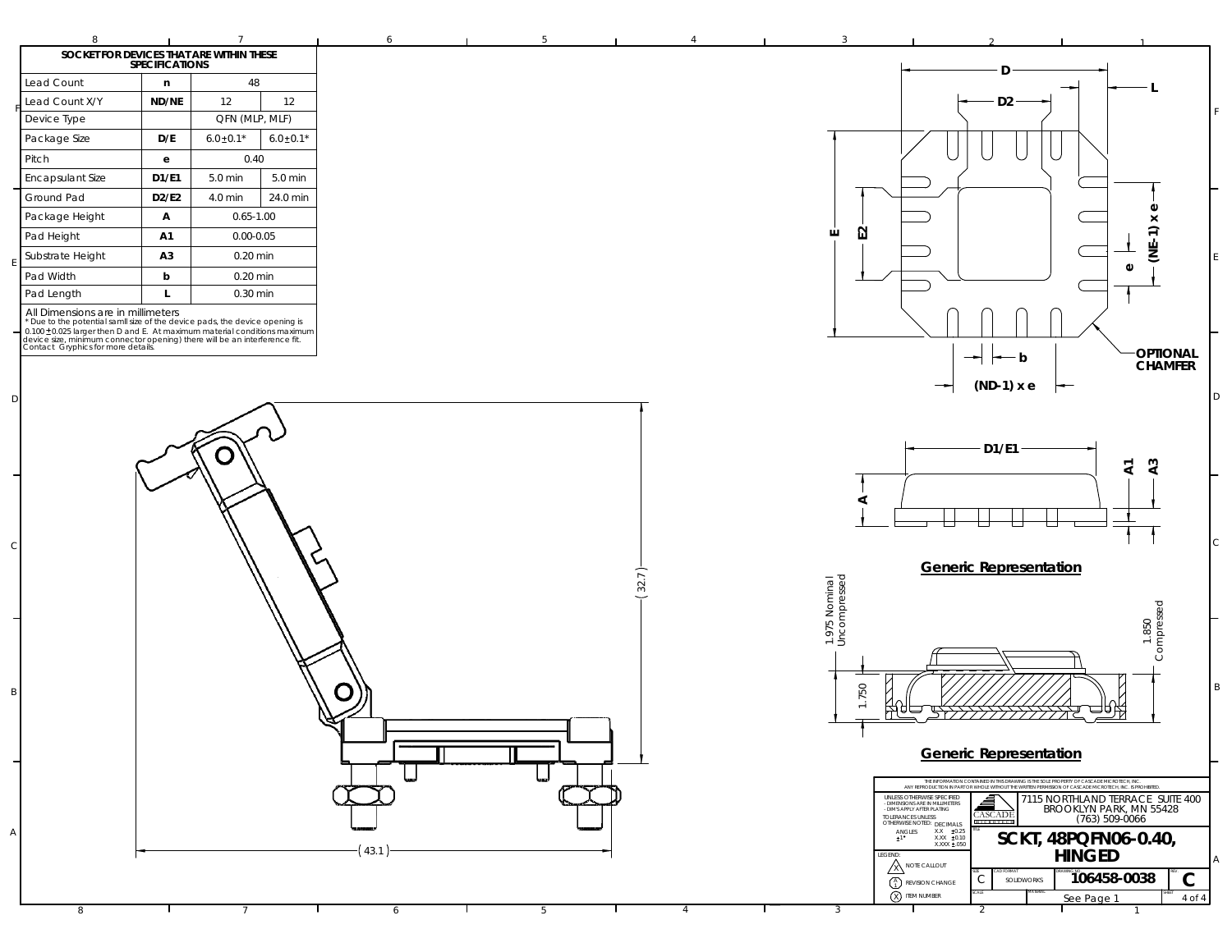| SOCKET FOR DEVICES THAT ARE WITHIN THESE SPECIFICATIONS | | | |
|---|---|---|---|
| Lead Count | n | 48 | |
| Lead Count X/Y | ND/NE | 12 | 12 |
| Device Type | | QFN (MLP, MLF) | |
| Package Size | D/E | 6.0±0.1* | 6.0±0.1* |
| Pitch | e | 0.40 | |
| Encapsulant Size | D1/E1 | 5.0 min | 5.0 min |
| Ground Pad | D2/E2 | 4.0 min | 24.0 min |
| Package Height | A | 0.65-1.00 | |
| Pad Height | A1 | 0.00-0.05 | |
| Substrate Height | A3 | 0.20 min | |
| Pad Width | b | 0.20 min | |
| Pad Length | L | 0.30 min | |

All Dimensions are in millimeters
* Due to the potential samll size of the device pads, the device opening is 0.100±0.025 larger then D and E. At maximum material conditions maximum device size, minimum connector opening) there will be an interference fit. Contact Gryphics for more details.

D
D2
L
E
E2
(NE-1) x e
e
b
(ND-1) x e
OPTIONAL CHAMFER

D1/E1
A
A1
A3

**Generic Representation**

(32.7)
(43.1)

1.975 Nominal Uncompressed
1.750
1.850 Compressed

**Generic Representation**

THE INFORMATION CONTAINED IN THIS DRAWING IS THE SOLE PROPERTY OF CASCADE MICROTECH, INC. ANY REPRODUCTION IN PART OR WHOLE WITHOUT THE WRITTEN PERMISSION OF CASCADE MICROTECH, INC. IS PROHIBITED.

UNLESS OTHERWISE SPECIFIED
- DIMENSIONS ARE IN MILLIMETERS
- DIM'S APPLY AFTER PLATING
TOLERANCES UNLESS OTHERWISE NOTED: DECIMALS
ANGLES ±1° X.X ±0.25 X.XX ±0.10 X.XXX ±.050

LEGEND:
NOTE CALLOUT
REVISION CHANGE
ITEM NUMBER

CASCADE MICROTECH

7115 NORTHLAND TERRACE SUITE 400
BROOKLYN PARK, MN 55428
(763) 509-0066

TITLE: SCKT, 48PQFN06-0.40, HINGED

SIZE: C | CAD FORMAT: SOLIDWORKS | DRAWING NO: 106458-0038 | REV: C

SCALE: See Page 1 | SHEET 4 of 4